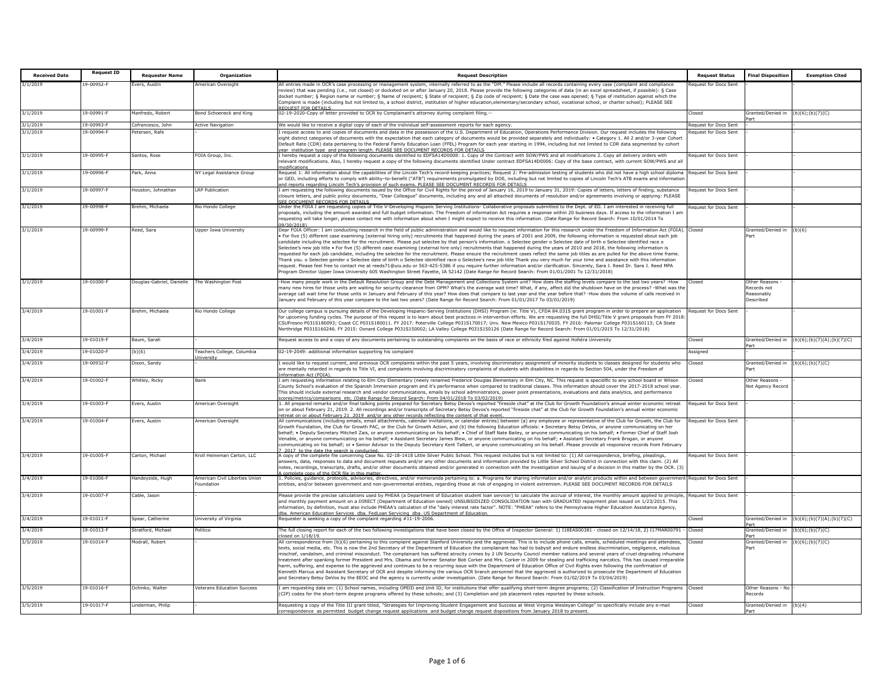| Received Date | Request ID | Requester Name | Organization | Request Description | Request Status | Final Disposition | Exemption Cited |
|---|---|---|---|---|---|---|---|
| 3/1/2019 | 19-00952-F | Evers, Austin | American Oversight | All entries made in OCR's case processing or management system, internally referred to as the "DM." Please include all records containing every case (complaint and compliance review) that was pending (i.e., not closed) or docketed on or after January 20, 2018. Please provide the following categories of data (in an excel spreadsheet, if possible): § Case docket number; § Region name or number; § Name of recipient; § State of recipient; § Zip code of recipient; § Date the case was opened; § Type of institution against which the Complaint is made (including but not limited to, a school district, institution of higher education,elementary/secondary school, vocational school, or charter school); PLEASE SEE REQUEST FOR DETAILS | Request for Docs Sent | - | |
| 3/1/2019 | 19-00991-F | Manfredo, Robert | Bond Schoeneck and King | 02-19-2020-Copy of letter provided to OCR by Complainant's attorney during complaint filing.-- | Closed | Granted/Denied in Part | (b)(6);(b)(7)(C) |
| 3/1/2019 | 19-00993-F | Cofrancesco, John | Active Navigation | We would like to receive a digital copy of each of the individual self-assessment reports for each agency. | Request for Docs Sent | - | - |
| 3/1/2019 | 19-00994-F | Petersen, Rafe | - | I request access to and copies of documents and data in the possession of the U.S. Department of Education, Operations Performance Division. Our request includes the following eight distinct categories of documents with the expectation that each category of documents would be provided separately and individually: • Category 1. All 2 and/or 3-year Cohort Default Rate (CDR) data pertaining to the Federal Family Education Loan (FFEL) Program for each year starting in 1994, including but not limited to CDR data segmented by cohort year, institution type, and program length. PLEASE SEE DOCUMENT RECORDS FOR DETAILS | Request for Docs Sent | - | |
| 3/1/2019 | 19-00995-F | Santos, Rose | FOIA Group, Inc. | I hereby request a copy of the following documents identified to EDFSA14D0008: 1. Copy of the Contract with SOW/PWS and all modifications 2. Copy all delivery orders with relevant modifications. Also, I hereby request a copy of the following documents identified Under contract EDFSA14D0006: Copy of the base contract, with current SOW/PWS and all modifications | Request for Docs Sent | - | - |
| 3/1/2019 | 19-00996-F | Park, Anna | NY Legal Assistance Group | Request 1: All information about the capabilities of the Lincoln Tech's record-keeping practices; Request 2: Pre-admission testing of students who did not have a high school diploma or GED, including efforts to comply with ability–to-benefit ("ATB") requirements promulgated by DOE, including but not limited to copies of Lincoln Tech's ATB exams and information and reports regarding Lincoln Tech's provision of such exams. PLEASE SEE DOCUMENT RECORDS FOR DETAILS | Request for Docs Sent | - | - |
| 3/1/2019 | 19-00997-F | Houston, Johnathan | LRP Publication | I am requesting the following documents issued by the Office for Civil Rights for the period of January 16, 2019 to January 31, 2019: Copies of letters, letters of finding, substance closure letters, and public policy documents, "Dear Colleague" documents, including any and all attached documents of resolution and/or agreements involving or applying: PLEASE SEE DOCUMENT RECORDS FOR DETAILS | Request for Docs Sent | - | |
| 3/1/2019 | 19-00998-F | Brehm, Michaela | Rio Hondo College | Under the FOIA I am requesting copies of Title V-Developing Hispanic Serving Institutions- Collaborative proposals submitted to the Dept. of ED. I am interested in receiving full proposals, including the amount awarded and full budget information. The Freedom of information Act requires a response within 20 business days. If access to the information I am requesting will take longer, please contact me with information about when I might expect to receive this information. (Date Range for Record Search: From 10/01/2014 To 09/30/2018) | Request for Docs Sent | - | - |
| 3/1/2019 | 19-00999-F | Reed, Sara | Upper Iowa University | Dear FOIA Officer: I am conducting research in the field of public administration and would like to request information for this research under the Freedom of Information Act (FOIA). • For five (5) different case examining (external hiring only) recruitments that happened during the years of 2001 and 2009, the following information is requested about each job candidate including the selectee for the recruitment. Please put selectee by that person's information. o Selectee gender o Selectee date of birth o Selectee identified race o Selectee's new job title • For five (5) different case examining (external hire only) recruitments that happened during the years of 2010 and 2018, the following information is requested for each job candidate, including the selectee for the recruitment. Please ensure the recruitment cases reflect the same job titles as are pulled for the above time frame. Thank you. o Selectee gender o Selectee date of birth o Selectee identified race o Selectee's new job title Thank you very much for your time and assistance with this information request. Please feel free to contact me at reeds71@uiu.edu or 563-425-5386 if you require further information and/or clarification. Sincerely, Sara J. Reed Dr. Sara J. Reed MPA Program Director Upper Iowa University 605 Washington Street Fayette, IA 52142 (Date Range for Record Search: From 01/01/2001 To 12/31/2018) | Closed | Granted/Denied in Part | (b)(6) |
| 3/1/2019 | 19-01000-F | Douglas-Gabriel, Danielle | The Washington Post | -How many people work in the Default Resolution Group and the Debt Management and Collections System unit? How does the staffing levels compare to the last two years? -How many new hires for those units are waiting for security clearance from OPM? What's the average wait time? What, if any, affect did the shutdown have on the process? -What was the average call wait time for those units in January and February of this year? How does that compare to last year and the year before that? -How does the volume of calls received in January and February of this year compare to the last two years? (Date Range for Record Search: From 01/01/2017 To 03/01/2019) | Closed | Other Reasons - Records not Reasonably Described | |
| 3/4/2019 | 19-01001-F | Brehm, Michaela | Rio Hondo College | Our college campus is pursuing details of the Developing Hispanic-Serving Institutions (DHSI) Program (ie. Title V), CFDA 84.031S grant program in order to prepare an application for upcoming funding cycles. The purpose of this request is to learn about best practices in intervention efforts. We are requesting the full DHSI/Title V grant proposals from FY 2018: CSUFresno P031S180093; Coast CC P031S180011. FY 2017: Poterville College P031S170017; Unv. New Mexico P031S170035. FY 2016: Palomar College P031S160113; CA State Northridge P031S160246. FY 2015: Oxnard College P031S150002; LA Valley College P031S150126 (Date Range for Record Search: From 01/01/2015 To 12/31/2018) | Request for Docs Sent | - | - |
| 3/4/2019 | 19-01019-F | Baum, Sarah | - | Request access to and a copy of any documents pertaining to outstanding complaints on the basis of race or ethnicity filed against Hofstra University | Closed | Granted/Denied in Part | (b)(6);(b)(7)(A);(b)(7)(C) |
| 3/4/2019 | 19-01020-F | (b)(6) | Teachers College, Columbia University | 02-19-2049: additional information supporting his complaint | Assigned | - | - |
| 3/4/2019 | 19-00932-F | Dixon, Sandy | - | I would like to request current, and previous OCR complaints within the past 5 years, involving discriminatory assignment of minority students to classes designed for students who are mentally retarded in regards to Title VI, and complaints involving discriminatory complaints of students with disabilities in regards to Section 504, under the Freedom of Information Act (FOIA). | Closed | Granted/Denied in Part | (b)(6);(b)(7)(C) |
| 3/4/2019 | 19-01002-F | Whitley, Ricky | Bank | I am requesting information relating to Elm City Elementary (newly renamed Frederick Douglas Elementary in Elm City, NC. This request is specidific to any school board or Wilson County School's evaluation of the Spanish Immersion program and it's performance when compared to traditional classes. This information should cover the 2017-2018 school year. This should include external research and vendor communications, emails by school administrators, power point presentations, evaluations and data analytics, and performance scores/metrics/comparisons etc. (Date Range for Record Search: From 04/01/2018 To 03/02/2019) | Closed | Other Reasons - Not Agency Record | - |
| 3/4/2019 | 19-01003-F | Evers, Austin | American Oversight | 1. All prepared remarks and/or final talking points prepared for Secretary Betsy Devos's reported "fireside chat" at the Club for Growth Foundation's annual winter economic retreat on or about February 21, 2019. 2. All recordings and/or transcripts of Secretary Betsy Devos's reported "fireside chat" at the Club for Growth Foundation's annual winter economic retreat on or about February 21, 2019, and/or any other records reflecting the content of that event. | Request for Docs Sent | - | - |
| 3/4/2019 | 19-01004-F | Evers, Austin | American Oversight | All communications (including emails, email attachments, calendar invitations, or calendar entries) between (a) any employee or representative of the Club for Growth, the Club for Growth Foundation, the Club for Growth PAC, or the Club for Growth Action, and (b) the following Education officials: • Secretary Betsy DeVos, or anyone communicating on her behalf; • Deputy Secretary Mitchell Zais, or anyone communicating on his behalf; • Chief of Staff Nate Bailey, or anyone communicating on his behalf; • Former Chief of Staff Josh Venable, or anyone communicating on his behalf; • Assistant Secretary James Blew, or anyone communicating on his behalf; • Assistant Secretary Frank Brogan, or anyone communicating on his behalf; or • Senior Advisor to the Deputy Secretary Kent Talbert, or anyone communicating on his behalf. Please provide all responsive records from February 7, 2017, to the date the search is conducted. | Request for Docs Sent | - | - |
| 3/4/2019 | 19-01005-F | Carton, Michael | Kroll Heineman Carton, LLC | A copy of the complete file concerning Case No. 02-18-1418 Little Silver Public School. This request includes but is not limited to: (1) All correspondence, briefing, pleadings, answers, data, responses to data and document requests and/or any other documents and information provided by Little Silver School District in connection with this claim. (2) All notes, recordings, transcripts, drafts, and/or other documents obtained and/or generated in connection with the investigation and issuing of a decision in this matter by the OCR. (3) A complete copy of the OCR file in this matter. | Request for Docs Sent | - | - |
| 3/4/2019 | 19-01006-F | Handeyside, Hugh | American Civil Liberties Union Foundation | 1. Policies, guidance, protocols, advisories, directives, and/or memoranda pertaining to: a. Programs for sharing information and/or analytic products within and between government entities, and/or between government and non-governmental entities, regarding those at risk of engaging in violent extremism. PLEASE SEE DOCUMENT RECORDS FOR DETAILS | Request for Docs Sent | - | - |
| 3/4/2019 | 19-01007-F | Cable, Jason | - | Please provide the precise calculations used by PHEAA (a Department of Education student loan servicer) to calculate the accrual of interest, the monthly amount applied to principle, and monthly payment amount on a DIRECT (Department of Education owned) UNSUBSIDIZED CONSOLIDATION loan with GRADUATED repayment plan issued on 1/23/2015. This information, by definition, must also include PHEAA's calculation of the "daily interest rate factor". NOTE: "PHEAA" refers to the Pennsylvania Higher Education Assistance Agency, dba. American Education Services, dba. FedLoan Servicing, dba. US Department of Education. | Request for Docs Sent | - | - |
| 3/4/2019 | 19-01011-F | Spear, Catherine | University of Virginia | Requester is seeking a copy of the complaint regarding #11-19-2006. | Closed | Granted/Denied in Part | (b)(6);(b)(7)(A);(b)(7)(C) |
| 3/4/2019 | 19-01013-F | Stratford, Michael | Politico | The full closing report for each of the two following investigations that have been closed by the Office of Inspector General: 1) I18EAS00381 - closed on 12/14/18, 2) I17MAR00791 - closed on 1/18/19. | Closed | Granted/Denied in Part | (b)(6);(b)(7)(C) |
| 3/5/2019 | 19-01014-F | Modrall, Robert | - | All correspondence from (b)(6) pertaining to this complaint against Stanford University and the aggrieved. This is to include phone calls, emails, scheduled meetings and attendees, texts, social media, etc. This is now the 2nd Secretary of the Department of Education the complainant has had to babysit and endure endless discrimination, negligence, malicious mischief, vandalism, and criminal misconduct. The complainant has suffered atrocity crimes by 2 UN Security Council member nations and several years of cruel degrading inhumane treatment after spanking former President and Mrs. Obama and former Senator Bob Corker and Mrs. Corker in 2009 for stealing and trafficking narcotics. This has caused irreparable harm, suffering, and expense to the aggrieved and continues to be a recurring issue with the Department of Education Office of Civil Rights even following the confirmation of Kenneth Marcus and Assistant Secretary of OCR and despite informing the various OCR branch personnel that the aggrieved is authorized to prosecute the Department of Education and Secretary Betsy DeVos by the EEOC and the agency is currently under investigation. (Date Range for Record Search: From 01/02/2019 To 03/04/2019) | Closed | Granted/Denied in Part | (b)(6);(b)(7)(C) |
| 3/5/2019 | 19-01016-F | Ochinko, Walter | Veterans Education Success | I am requesting data on: (1) School names, including OPEID and Unit ID, for institutions that offer qualifying short-term degree programs; (2) Classification of Instruction Programs (CIP) codes for the short-term degree programs offered by these schools; and (3) Completion and job placement rates reported by these schools. | Closed | Other Reasons - No Records | - |
| 3/5/2019 | 19-01017-F | Linderman, Philip | - | Requesting a copy of the Title III grant titled, "Strategies for Improving Student Engagement and Success at West Virginia Wesleyan College" to specifically include any e-mail correspondence as permitted budget change request applications and budget change request dispositions from January 2018 to present. | Closed | Granted/Denied in Part | (b)(4) |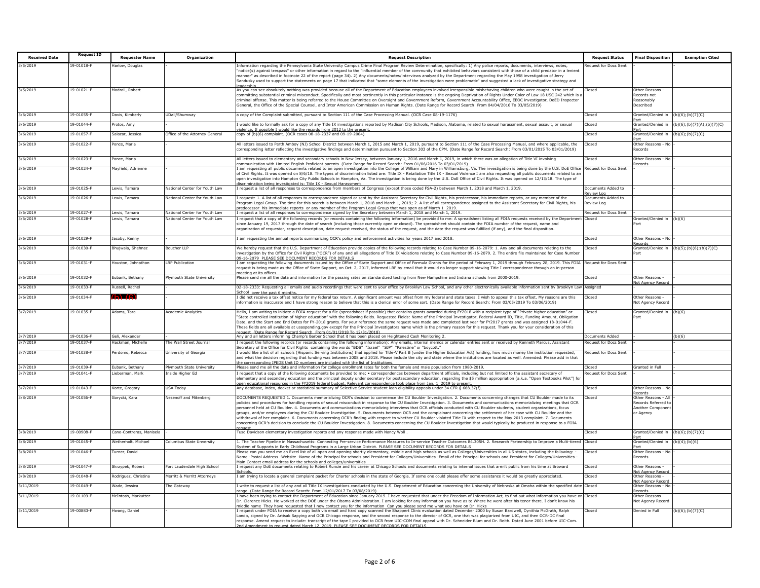| Received Date | Request ID | Requester Name | Organization | Request Description | Request Status | Final Disposition | Exemption Cited |
|---|---|---|---|---|---|---|---|
| 3/5/2019 | 19-01018-F | Harlow, Douglas | - | Information regarding the Pennsylvania State University Campus Crime Final Program Review Determination, specifically: 1) Any police reports, documents, interviews, notes, "notice(s) against trespass" or other information in regard to the "influential member of the community that exhibited behaviors consistent with those of a child predator in a lenient manner" as described in footnote 22 of the report (page 34). 2) Any documents/notes/interviews analyzed by the Department regarding the May 1998 investigation of Jerry Sandusky used to support the statements on page 17 that indicated that "some elements of the investigation were problematic" and suggested a lack of investigative strategy and leadership | Request for Docs Sent | - | - |
| 3/5/2019 | 19-01021-F | Modrall, Robert | - | As you can see absolutely nothing was provided because all of the Department of Education employees involved irresponsible misbehaving children who were caught in the act of committing substantial criminal misconduct. Specifically and most pertinently in this particular instance is the ongoing Deprivation of Rights Under Color of Law 18 USC 242 which is a criminal offense. This matter is being referred to the House Committee on Oversight and Government Reform, Government Accountability Office, EEOC investigator, DoED Inspector General, the Office of the Special Counsel, and Inter American Commission on Human Rights. (Date Range for Record Search: From 04/04/2016 To 03/05/2019) | Closed | Other Reasons - Records not Reasonably Described | |
| 3/6/2019 | 19-01055-F | Davis, Kimberly | UDall/Shumway | a copy of the Complaint submitted, pursuant to Section 111 of the Case Processing Manual. (OCR Case 08-19-1176) | Closed | Granted/Denied in Part | (b)(6);(b)(7)(C) |
| 3/6/2019 | 19-01044-F | Protos, Amy | - | I would like to formally ask for a copy of any Title IX investigations reported by Madison City Schools, Madison, Alabama, related to sexual harassment, sexual assault, or sexual violence. If possible I would like the records from 2012 to the present. | Closed | Granted/Denied in Part | (b)(6);(b)(7)(A);(b)(7)(C) |
| 3/6/2019 | 19-01057-F | Salazar, Jessica | Office of the Attorney General | copy of (b)(6) complaint. (OCR cases 08-18-2337 and 09-19-2004) | Closed | Granted/Denied in Part | (b)(6);(b)(7)(C) |
| 3/6/2019 | 19-01022-F | Ponce, Maria | - | All letters issued to Perth Amboy (NJ) School District between March 1, 2015 and March 1, 2019, pursuant to Section 111 of the Case Processing Manual, and where applicable, the corresponding letter reflecting the investigative findings and determination pursuant to Section 303 of the CPM. (Date Range for Record Search: From 03/01/2015 To 03/01/2019) | Closed | Other Reasons - No Records | - |
| 3/6/2019 | 19-01023-F | Ponce, Maria | - | All letters issued to elementary and secondary schools in New Jersey, between January 1, 2016 and March 1, 2019, in which there was an allegation of Title VI involving communication with Limited English Proficient parents. (Date Range for Record Search: From 01/06/2016 To 03/01/2019) | Closed | Other Reasons - No Records | - |
| 3/6/2019 | 19-01024-F | Mayfield, Adrienne | - | I am requesting all public documents related to an open investigation into the College of William and Mary in Williamsburg, Va. The investigation is being done by the U.S. DoE Office of Civil Rights. It was opened on 8/6/18. The types of discrimination listed are: Title IX - Retaliation Title IX - Sexual Violence I am also requesting all public documents related to an open investigation into Hampton City Public Schools in Hampton, Va. The investigation is being done by the U.S. DoE Office of Civil Rights. It was opened on 12/13/18. The type of discrimination being investigated is: Title IX - Sexual Harassment | Request for Docs Sent | - | |
| 3/6/2019 | 19-01025-F | Lewis, Tamara | National Center for Youth Law | I request a list of all responses to correspondence from members of Congress (except those coded FSA-2) between March 1, 2018 and March 1, 2019. | Documents Added to Review Log | - | - |
| 3/6/2019 | 19-01026-F | Lewis, Tamara | National Center for Youth Law | I request: 1. A list of all responses to correspondence signed or sent by the Assistant Secretary for Civil Rights, his predecessor, his immediate reports, or any member of the Program Legal Group. The time for this search is between March 1, 2018 and March 1, 2019; 2. A list of all correspondence assigned to the Assistant Secretary for Civil Rights, his predecessor, his immediate reports, or any member of the Program Legal Group that was open as of March 1, 2019. | Documents Added to Review Log | - | |
| 3/6/2019 | 19-01027-F | Lewis, Tamara | National Center for Youth Law | I request a list of all responses to correspondence signed by the Secretary between March 1, 2018 and March 1, 2019. | Request for Docs Sent | - | - |
| 3/6/2019 | 19-01028-F | Lewis, Tamara | National Center for Youth Law | I request that a copy of the following records (or records containing the following information) be provided to me: A spreadsheet listing all FOIA requests received by the Department since January 19, 2017 through the date of search (including those currently open or closed). The spreadsheet should contain the FOIA number of the request, name and organization of requestor, request description, date request received, the status of the request, and the date the request was fulfilled (if any), and the final disposition. | Closed | Granted/Denied in Part | (b)(6) |
| 3/6/2019 | 19-01029-F | Jacoby, Kenny | - | I am requesting the annual reports summarizing OCR's policy and enforcement activities for years 2017 and 2018. | Closed | Other Reasons - No Records | - |
| 3/6/2019 | 19-01030-F | Bhujwala, Shehnaz | Boucher LLP | We hereby request that the U.S. Department of Education provide copies of the following records relating to Case Number 09-16-2079: 1. Any and all documents related to the investigation by the Office for Civil Rights ("OCR") of any and all allegations of Title IX violations relating to Case Number 09-16-2079. 2. The entire file maintained for Case Number 09-16-2079 PLEASE SEE DOCUMENT RECORDS FOR DETAILS | Closed | Granted/Denied in Part | (b)(5);(b)(6);(b)(7)(C) |
| 3/6/2019 | 19-01031-F | Houston, Johnathan | LRP Publication | I am requesting the following documents issued by the Office of State Support and Office of Formula Grants for the period of February 1, 2019 through February 28, 2019. This FOIA request is being made as the Office of State Support, on Oct. 2, 2017, informed LRP by email that it would no longer support viewing Title I correspondence through an in-person meeting at its offices. | Request for Docs Sent | - | |
| 3/6/2019 | 19-01032-F | Eubank, Bethany | Plymouth State University | Please send me all the data and information for the passing rates on standardized testing from New Hampshire and Indiana schools from 2000-2019. | Closed | Other Reasons - Not Agency Record | |
| 3/6/2019 | 19-01033-F | Russell, Rachel | - | 02-18-2333: Requesting all emails and audio recordings that were sent to your office by Brooklyn Law School, and any other electronically available information sent by Brooklyn Law School over the past 6 months. | Assigned | | |
| 3/6/2019 | 19-01034-F | (b)(6) | - | I did not receive a tax offset notice for my federal tax return. A significant amount was offset from my federal and state taxes. I wish to appeal this tax offset. My reasons are this information is inaccurate and I have strong reason to believe that this is a clerical error of some sort. (Date Range for Record Search: From 03/05/2019 To 03/06/2019) | Closed | Other Reasons - Not Agency Record | |
| 3/7/2019 | 19-01035-F | Adams, Tara | Academic Analytics | Hello, I am writing to initiate a FOIA request for a file (spreadsheet if possible) that contains grants awarded during FY2018 with a recipient type of "Private higher education" or "State controlled institution of higher education" with the following fields. Requested Fields: Name of the Principal Investigator, Federal Award ID, Title, Funding Amount, Obligation Date, and the Start and End Dates for FY-2018 grants. For your reference the same request was made and completed last year for FY2017 grants and was assigned 18-01044-F. These fields are all available at usaspending.gov except for the Principal Investigators name which is the primary reason for this request. Thank you for your consideration of this request. (Date Range for Record Search: From 01/01/2018 To 12/31/2018) | Closed | Granted/Denied in Part | (b)(6) |
| 3/7/2019 | 19-01036-F | Geli, Alexander | - | Any and all letters informing Champ's Barber School that it has been placed on Heightened Cash Monitoring 2. | Documents Added | - | (b)(6) |
| 3/7/2019 | 19-01037-F | Hackman, Michelle | The Wall Street Journal | I request the following records (or records containing the following information): Any emails, internal memos or calendar entries sent or received by Kenneth Marcus, Assistant Secretary of the Office for Civil Rights containing the words "BDS" "Israel" "SJP" "Palestine" or "boycott." | Request for Docs Sent | - | |
| 3/7/2019 | 19-01038-F | Perdomo, Rebecca | University of Georgia | I would like a list of all schools (Hispanic Serving Institutions) that applied for Title-V Part B (under the Higher Education Act) funding, how much money the institution requested, and what the decision regarding that funding was between 2008 and 2018. Please include the city and state where the institutions are located as well. Amended: Please add in that the corresponding IPEDS Unit ID numbers are included with the list of Institutions. | Request for Docs Sent | - | |
| 3/7/2019 | 19-01039-F | Eubank, Bethany | Plymouth State University | Please send me all the data and information for college enrollment rates for both the female and male population from 1980-2019. | Closed | Granted in Full | |
| 3/7/2019 | 19-01041-F | Lieberman, Mark | Inside Higher Ed | I request that a copy of the following documents be provided to me: • correspondences between department officials, including but not limited to the assistant secretary of elementary and secondary education and the principal deputy under secretary for postsecondary education, regarding the $5 million appropriation (a.k.a. "Open Textbooks Pilot") for open educational resources in the FY2019 federal budget. Relevant correspondence took place from Jan. 1 2019 to present. | Request for Docs Sent | - | |
| 3/7/2019 | 19-01043-F | Korte, Gregory | USA Today | Any database, index, docket or statistical summary of Selective Service student loan eligibility appeals under 34 CFR § 668.37(f). | Closed | Other Reasons - No Records | - |
| 3/8/2019 | 19-01056-F | Gorycki, Kara | Nesenoff and Mitenberg | DOCUMENTS REQUESTED 1. Documents memorializing OCR's decision to commence the CU Boulder Investigation. 2. Documents concerning changes that CU Boulder made to its policies and procedures for handling reports of sexual misconduct in response to the CU Boulder Investigation. 3. Documents and communications memorializing meetings that OCR personnel held at CU Boulder. 4. Documents and communications memorializing interviews that OCR officials conducted with CU Boulder students, student organizations, focus groups, and/or employees during the CU Boulder Investigation. 5. Documents between OCR and the complainant concerning the settlement of her case with CU Boulder and the withdrawal of her complaint. 6. Documents concerning OCR's finding with respect to whether CU Boulder violated Title IX with respect to the May 2013 complaint. 7. Documents concerning OCR's decision to conclude the CU Boulder Investigation. 8. Documents concerning the CU Boulder Investigation that would typically be produced in response to a FOIA request | Closed | Other Reasons - All Records Referred to Another Component or Agency | |
| 3/8/2019 | 19-00908-F | Cano-Contreras, Manisela | - | Tusd Davidson elementary investigation reports and any response made with Nancy Woll . | Closed | Granted/Denied in Part | (b)(6);(b)(7)(C) |
| 3/8/2019 | 19-01045-F | Wetherholt, Michael | Columbus State Unversity | 1. The Teacher Pipeline in Massachusetts: Connecting Pre-service Performance Measures to In-service Teacher Outcomes 84.305H. 2. Research Partnership to Improve a Multi-tiered System of Supports in Early Childhood Programs in a Large Urban District. PLEASE SEE DOCUMENT RECORDS FOR DETAILS | Closed | Granted/Denied in Part | (b)(4);(b)(6) |
| 3/8/2019 | 19-01046-F | Turner, David | - | Please can you send me an Excel list of all open and opening shortly elementary, middle and high schools as well as Colleges/Universities in all US states, including the following: -Name -Postal Address -Website -Name of the Principal for schools and President for Colleges/Universities -Email of the Principal for schools and President for Colleges/Universities -Main Contact email address for the schools and colleges/universities | Closed | Other Reasons - No Records | - |
| 3/8/2019 | 19-01047-F | Skrzypek, Robert | Fort Lauderdale High School | I request any DoE documents relating to Robert Runcie and his career at Chicago Schools and documents relating to internal issues that aren't public from his time at Broward Schools. | Closed | Other Reasons - Not Agency Record | |
| 3/8/2019 | 19-01048-F | Rodriguez, Christina | Merritt & Merritt Attorneys | I am trying to locate a general complaint packet for Charter schools in the state of Georgia. If some one could please offer some assistance it would be greatly appreciated. | Closed | Other Reasons - Not Agency Record | |
| 3/11/2019 | 19-01049-F | Wade, Jessica | The Gateway | I write to request a list of any and all Title IX investigations conducted by the U.S. Department of Education concerning the University of Nebraska at Omaha within the specified date range. (Date Range for Record Search: From 12/01/2017 To 03/08/2019) | Closed | Other Reasons - No Records | - |
| 3/11/2019 | 19-01109-F | McIntosh, Markutter | - | I have been trying to contact the Department of Education since January 2019. I have requested that under the Freedom of Information Act, to find out what information you have on Dr. Clarence Hicks. He worked at the DOE under the Obama Administration. I am looking for any information you have as to Where he went after his tenor there. I don't know his middle name. They have requested that I now contact you for the information. Can you please send me what you have on Dr. Hicks | Closed | Other Reasons - Not Agency Record | |
| 3/11/2019 | 19-00883-F | Hwang, Daniel | - | I request under FOIA to receive a copy both via email and hard copy scanned the Shappert Clinic evaluation dated December 2000 by Susan Bardwell, Cynithia McGrath, Ralph Londo, signed by Dr. Artisak Sapying and OCR Chicago response, and the second response to the director of OCR, one that was plagiarized from UIC, and then OCR-DC final response. Amend request to include: transcript of the tape I provided to OCR from UIC-COM final appeal with Dr. Schneider Blum and Dr. Reith. Dated June 2001 before UIC-Com. 2nd Amendment to request dated March 12, 2019. PLEASE SEE DOCUMENT RECORDS FOR DETAILS | Closed | Denied in Full | (b)(6);(b)(7)(C) |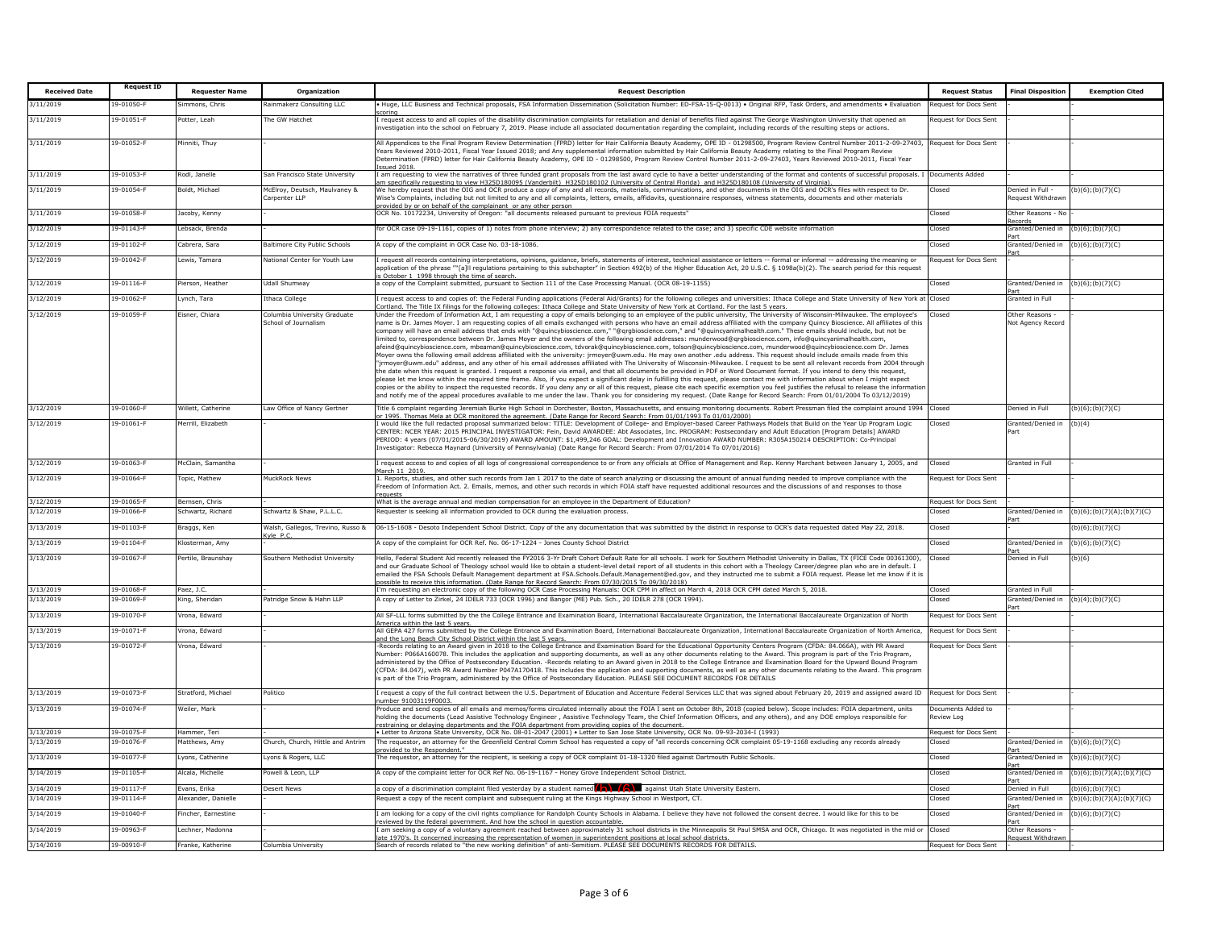| Received Date | Request ID | Requester Name | Organization | Request Description | Request Status | Final Disposition | Exemption Cited |
|---|---|---|---|---|---|---|---|
| 3/11/2019 | 19-01050-F | Simmons, Chris | Rainmakerz Consulting LLC | • Huge, LLC Business and Technical proposals, FSA Information Dissemination (Solicitation Number: ED-FSA-15-Q-0013) • Original RFP, Task Orders, and amendments • Evaluation scoring | Request for Docs Sent | - | - |
| 3/11/2019 | 19-01051-F | Potter, Leah | The GW Hatchet | I request access to and all copies of the disability discrimination complaints for retaliation and denial of benefits filed against The George Washington University that opened an investigation into the school on February 7, 2019. Please include all associated documentation regarding the complaint, including records of the resulting steps or actions. | Request for Docs Sent | - | - |
| 3/11/2019 | 19-01052-F | Minniti, Thuy | - | All Appendices to the Final Program Review Determination (FPRD) letter for Hair California Beauty Academy, OPE ID - 01298500, Program Review Control Number 2011-2-09-27403, Years Reviewed 2010-2011, Fiscal Year Issued 2018; and Any supplemental information submitted by Hair California Beauty Academy relating to the Final Program Review Determination (FPRD) letter for Hair California Beauty Academy, OPE ID - 01298500, Program Review Control Number 2011-2-09-27403, Years Reviewed 2010-2011, Fiscal Year Issued 2018. | Request for Docs Sent | - | - |
| 3/11/2019 | 19-01053-F | Rodl, Janelle | San Francisco State University | I am requesting to view the narratives of three funded grant proposals from the last award cycle to have a better understanding of the format and contents of successful proposals. I am specifically requesting to view H325D180095 (Vanderbilt) H325D180102 (University of Central Florida) and H325D180108 (University of Virginia). | Documents Added | - | - |
| 3/11/2019 | 19-01054-F | Boldt, Michael | McElroy, Deutsch, Maulvaney & Carpenter LLP | We hereby request that the OIG and OCR produce a copy of any and all records, materials, communications, and other documents in the OIG and OCR's files with respect to Dr. Wise's Complaints, including but not limited to any and all complaints, letters, emails, affidavits, questionnaire responses, witness statements, documents and other materials provided by or on behalf of the complainant or any other person | Closed | Denied in Full - Request Withdrawn | (b)(6);(b)(7)(C) |
| 3/11/2019 | 19-01058-F | Jacoby, Kenny | - | OCR No. 10172234, University of Oregon: "all documents released pursuant to previous FOIA requests" | Closed | Other Reasons - No Records | - |
| 3/11/2019 | 19-01143-F | Lebsack, Brenda | - | for OCR case 09-19-1161, copies of 1) notes from phone interview; 2) any correspondence related to the case; and 3) specific CDE website information | Closed | Granted/Denied in Part | (b)(6);(b)(7)(C) |
| 3/12/2019 | 19-01102-F | Cabrera, Sara | Baltimore City Public Schools | A copy of the complaint in OCR Case No. 03-18-1086. | Closed | Granted/Denied in Part | (b)(6);(b)(7)(C) |
| 3/12/2019 | 19-01042-F | Lewis, Tamara | National Center for Youth Law | I request all records containing interpretations, opinions, guidance, briefs, statements of interest, technical assistance or letters -- formal or informal -- addressing the meaning or application of the phrase ""[a]ll regulations pertaining to this subchapter" in Section 492(b) of the Higher Education Act, 20 U.S.C. § 1098a(b)(2). The search period for this request is October 1 1998 through the time of search. | Request for Docs Sent | - | - |
| 3/12/2019 | 19-01116-F | Pierson, Heather | Udall Shumway | a copy of the Complaint submitted, pursuant to Section 111 of the Case Processing Manual. (OCR 08-19-1155) | Closed | Granted/Denied in Part | (b)(6);(b)(7)(C) |
| 3/12/2019 | 19-01062-F | Lynch, Tara | Ithaca College | I request access to and copies of: the Federal Funding applications (Federal Aid/Grants) for the following colleges and universities: Ithaca College and State University of New York at Cortland. The Title IX filings for the following colleges: Ithaca College and State University of New York at Cortland. For the last 5 years. | Closed | Granted in Full | - |
| 3/12/2019 | 19-01059-F | Eisner, Chiara | Columbia University Graduate School of Journalism | Under the Freedom of Information Act, I am requesting a copy of emails belonging to an employee of the public university, The University of Wisconsin-Milwaukee. The employee's name is Dr. James Moyer. I am requesting copies of all emails exchanged with persons who have an email address affiliated with the company Quincy Bioscience. All affiliates of this company will have an email address that ends with "@quincybioscience.com," "@qrgbioscience.com," and "@quincyanimalhealth.com." These emails should include, but not be limited to, correspondence between Dr. James Moyer and the owners of the following email addresses: munderwood@qrgbioscience.com, info@quincyanimalhealth.com, afeind@quincybioscience.com, mbeaman@quincybioscience.com, tdvorak@quincybioscience.com, tolson@quincybioscience.com, munderwood@quincybioscience.com Dr. James Moyer owns the following email address affiliated with the university: jrmoyer@uwm.edu. He may own another .edu address. This request should include emails made from this "jrmoyer@uwm.edu" address, and any other of his email addresses affiliated with The University of Wisconsin-Milwaukee. I request to be sent all relevant records from 2004 through the date when this request is granted. I request a response via email, and that all documents be provided in PDF or Word Document format. If you intend to deny this request, please let me know within the required time frame. Also, if you expect a significant delay in fulfilling this request, please contact me with information about when I might expect copies or the ability to inspect the requested records. If you deny any or all of this request, please cite each specific exemption you feel justifies the refusal to release the information and notify me of the appeal procedures available to me under the law. Thank you for considering my request. (Date Range for Record Search: From 01/01/2004 To 03/12/2019) | Closed | Other Reasons - Not Agency Record | - |
| 3/12/2019 | 19-01060-F | Willett, Catherine | Law Office of Nancy Gertner | Title 6 complaint regarding Jeremiah Burke High School in Dorchester, Boston, Massachusetts, and ensuing monitoring documents. Robert Pressman filed the complaint around 1994 or 1995. Thomas Mela at OCR monitored the agreement. (Date Range for Record Search: From 01/01/1993 To 01/01/2000) | Closed | Denied in Full | (b)(6);(b)(7)(C) |
| 3/12/2019 | 19-01061-F | Merrill, Elizabeth | - | I would like the full redacted proposal summarized below: TITLE: Development of College- and Employer-based Career Pathways Models that Build on the Year Up Program Logic CENTER: NCER YEAR: 2015 PRINCIPAL INVESTIGATOR: Fein, David AWARDEE: Abt Associates, Inc. PROGRAM: Postsecondary and Adult Education [Program Details] AWARD PERIOD: 4 years (07/01/2015-06/30/2019) AWARD AMOUNT: $1,499,246 GOAL: Development and Innovation AWARD NUMBER: R305A150214 DESCRIPTION: Co-Principal Investigator: Rebecca Maynard (University of Pennsylvania) (Date Range for Record Search: From 07/01/2014 To 07/01/2016) | Closed | Granted/Denied in Part | (b)(4) |
| 3/12/2019 | 19-01063-F | McClain, Samantha | - | I request access to and copies of all logs of congressional correspondence to or from any officials at Office of Management and Rep. Kenny Marchant between January 1, 2005, and March 11 2019. | Closed | Granted in Full | - |
| 3/12/2019 | 19-01064-F | Topic, Mathew | MuckRock News | 1. Reports, studies, and other such records from Jan 1 2017 to the date of search analyzing or discussing the amount of annual funding needed to improve compliance with the Freedom of Information Act. 2. Emails, memos, and other such records in which FOIA staff have requested additional resources and the discussions of and responses to those requests | Request for Docs Sent | - | - |
| 3/12/2019 | 19-01065-F | Bernsen, Chris | - | What is the average annual and median compensation for an employee in the Department of Education? | Request for Docs Sent | - | - |
| 3/12/2019 | 19-01066-F | Schwartz, Richard | Schwartz & Shaw, P.L.L.C. | Requester is seeking all information provided to OCR during the evaluation process. | Closed | Granted/Denied in Part | (b)(6);(b)(7)(A);(b)(7)(C) |
| 3/13/2019 | 19-01103-F | Braggs, Ken | Walsh, Gallegos, Trevino, Russo & Kyle P.C. | 06-15-1608 - Desoto Independent School District. Copy of the any documentation that was submitted by the district in response to OCR's data requested dated May 22, 2018. | Closed | - | (b)(6);(b)(7)(C) |
| 3/13/2019 | 19-01104-F | Klosterman, Amy | - | A copy of the complaint for OCR Ref. No. 06-17-1224 - Jones County School District | Closed | Granted/Denied in Part | (b)(6);(b)(7)(C) |
| 3/13/2019 | 19-01067-F | Pertile, Braunshay | Southern Methodist University | Hello, Federal Student Aid recently released the FY2016 3-Yr Draft Cohort Default Rate for all schools. I work for Southern Methodist University in Dallas, TX (FICE Code 00361300), and our Graduate School of Theology school would like to obtain a student-level detail report of all students in this cohort with a Theology Career/degree plan who are in default. I emailed the FSA Schools Default Management department at FSA.Schools.Default.Management@ed.gov, and they instructed me to submit a FOIA request. Please let me know if it is possible to receive this information. (Date Range for Record Search: From 07/30/2015 To 09/30/2018) | Closed | Denied in Full | (b)(6) |
| 3/13/2019 | 19-01068-F | Paez, J.C. | - | I'm requesting an electronic copy of the following OCR Case Processing Manuals: OCR CPM in affect on March 4, 2018 OCR CPM dated March 5, 2018. | Closed | Granted in Full | - |
| 3/13/2019 | 19-01069-F | King, Sheridan | Patridge Snow & Hahn LLP | A copy of Letter to Zirkel, 24 IDELR 733 (OCR 1996) and Bangor (ME) Pub. Sch., 20 IDELR 278 (OCR 1994). | Closed | Granted/Denied in Part | (b)(4);(b)(7)(C) |
| 3/13/2019 | 19-01070-F | Vrona, Edward | - | All SF-LLL forms submitted by the the College Entrance and Examination Board, International Baccalaureate Organization, the International Baccalaureate Organization of North America within the last 5 years. | Request for Docs Sent | - | - |
| 3/13/2019 | 19-01071-F | Vrona, Edward | - | All GEPA 427 forms submitted by the College Entrance and Examination Board, International Baccalaureate Organization, International Baccalaureate Organization of North America, and the Long Beach City School District within the last 5 years. | Request for Docs Sent | - | - |
| 3/13/2019 | 19-01072-F | Vrona, Edward | - | -Records relating to an Award given in 2018 to the College Entrance and Examination Board for the Educational Opportunity Centers Program (CFDA: 84.066A), with PR Award Number: P066A160078. This includes the application and supporting documents, as well as any other documents relating to the Award. This program is part of the Trio Program, administered by the Office of Postsecondary Education. -Records relating to an Award given in 2018 to the College Entrance and Examination Board for the Upward Bound Program (CFDA: 84.047), with PR Award Number P047A170418. This includes the application and supporting documents, as well as any other documents relating to the Award. This program is part of the Trio Program, administered by the Office of Postsecondary Education. PLEASE SEE DOCUMENT RECORDS FOR DETAILS | Request for Docs Sent | - | - |
| 3/13/2019 | 19-01073-F | Stratford, Michael | Politico | I request a copy of the full contract between the U.S. Department of Education and Accenture Federal Services LLC that was signed about February 20, 2019 and assigned award ID number 91003119F0003. | Request for Docs Sent | - | - |
| 3/13/2019 | 19-01074-F | Weiler, Mark | - | Produce and send copies of all emails and memos/forms circulated internally about the FOIA I sent on October 8th, 2018 (copied below). Scope includes: FOIA department, units holding the documents (Lead Assistive Technology Engineer , Assistive Technology Team, the Chief Information Officers, and any others), and any DOE employs responsible for restraining or delaying departments and the FOIA department from providing copies of the document. | Documents Added to Review Log | - | - |
| 3/13/2019 | 19-01075-F | Hammer, Teri | - | • Letter to Arizona State University, OCR No. 08-01-2047 (2001) • Letter to San Jose State University, OCR No. 09-93-2034-I (1993) | Request for Docs Sent | - | - |
| 3/13/2019 | 19-01076-F | Matthews, Amy | Church, Church, Hittle and Antrim | The requestor, an attorney for the Greenfield Central Comm School has requested a copy of "all records concerning OCR complaint 05-19-1168 excluding any records already provided to the Respondent." | Closed | Granted/Denied in Part | (b)(6);(b)(7)(C) |
| 3/13/2019 | 19-01077-F | Lyons, Catherine | Lyons & Rogers, LLC | The requestor, an attorney for the recipient, is seeking a copy of OCR complaint 01-18-1320 filed against Dartmouth Public Schools. | Closed | Granted/Denied in Part | (b)(6);(b)(7)(C) |
| 3/14/2019 | 19-01105-F | Alcala, Michelle | Powell & Leon, LLP | A copy of the complaint letter for OCR Ref No. 06-19-1167 - Honey Grove Independent School District. | Closed | Granted/Denied in Part | (b)(6);(b)(7)(A);(b)(7)(C) |
| 3/14/2019 | 19-01117-F | Evans, Erika | Desert News | a copy of a discrimination complaint filed yesterday by a student named (b)(6) against Utah State University Eastern. | Closed | Denied in Full | (b)(6);(b)(7)(C) |
| 3/14/2019 | 19-01114-F | Alexander, Danielle | - | Request a copy of the recent complaint and subsequent ruling at the Kings Highway School in Westport, CT. | Closed | Granted/Denied in Part | (b)(6);(b)(7)(A);(b)(7)(C) |
| 3/14/2019 | 19-01040-F | Fincher, Earnestine | - | I am looking for a copy of the civil rights compliance for Randolph County Schools in Alabama. I believe they have not followed the consent decree. I would like for this to be reviewed by the federal government. And how the school in question accountable. | Closed | Granted/Denied in Part | (b)(6);(b)(7)(C) |
| 3/14/2019 | 19-00963-F | Lechner, Madonna | - | I am seeking a copy of a voluntary agreement reached between approximately 31 school districts in the Minneapolis St Paul SMSA and OCR, Chicago. It was negotiated in the mid or late 1970's. It concerned increasing the representation of women in superintendent positions at local school districts. | Closed | Other Reasons - Request Withdrawn | - |
| 3/14/2019 | 19-00910-F | Franke, Katherine | Columbia University | Search of records related to "the new working definition" of anti-Semitism. PLEASE SEE DOCUMENTS RECORDS FOR DETAILS. | Request for Docs Sent | - | - |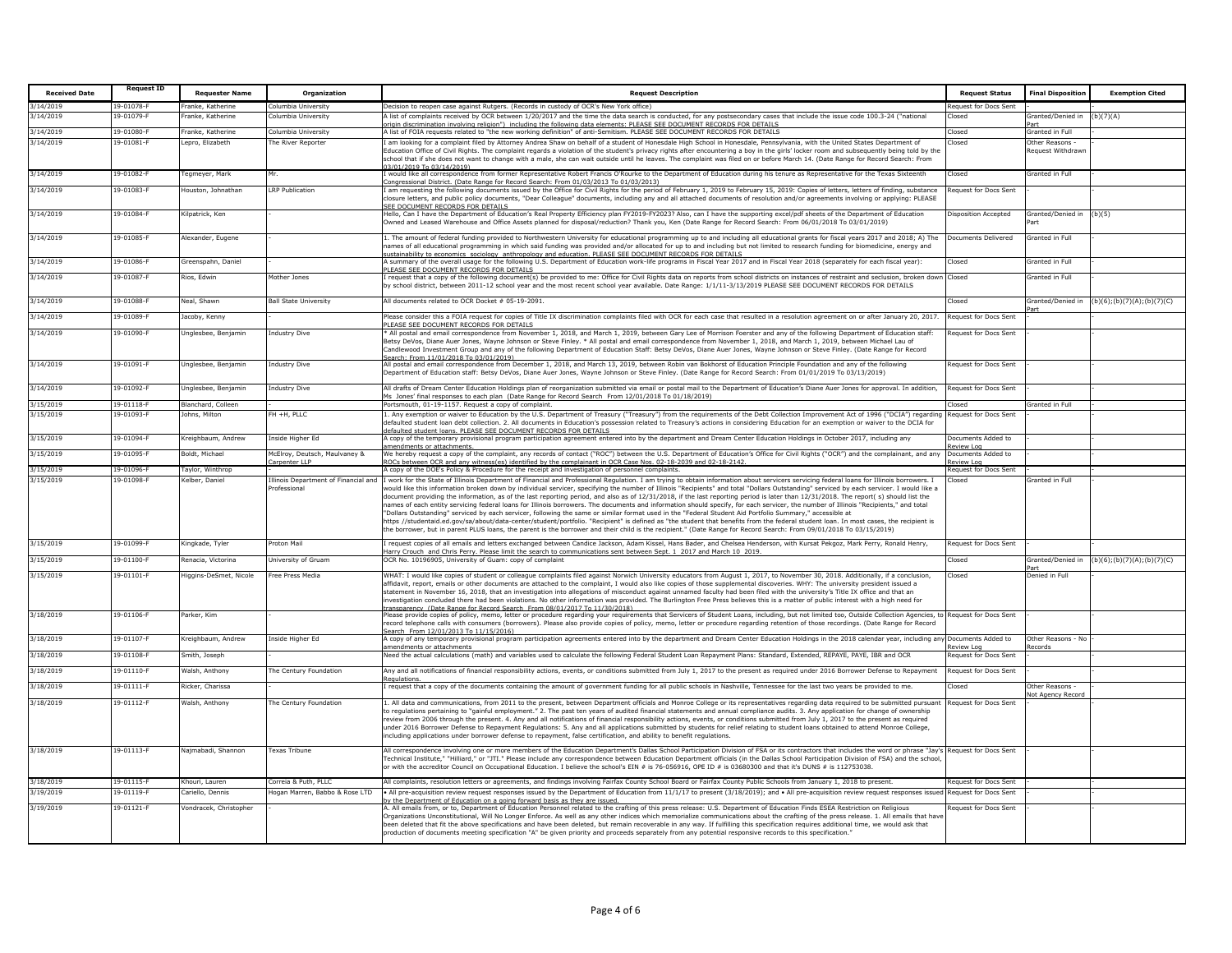| Received Date | Request ID | Requester Name | Organization | Request Description | Request Status | Final Disposition | Exemption Cited |
|---|---|---|---|---|---|---|---|
| 3/14/2019 | 19-01078-F | Franke, Katherine | Columbia University | Decision to reopen case against Rutgers. (Records in custody of OCR's New York office) | Request for Docs Sent | - | - |
| 3/14/2019 | 19-01079-F | Franke, Katherine | Columbia University | A list of complaints received by OCR between 1/20/2017 and the time the data search is conducted, for any postsecondary cases that include the issue code 100.3-24 ("national origin discrimination involving religion") including the following data elements: PLEASE SEE DOCUMENT RECORDS FOR DETAILS | Closed | Granted/Denied in Part | (b)(7)(A) |
| 3/14/2019 | 19-01080-F | Franke, Katherine | Columbia University | A list of FOIA requests related to "the new working definition" of anti-Semitism. PLEASE SEE DOCUMENT RECORDS FOR DETAILS | Closed | Granted in Full | - |
| 3/14/2019 | 19-01081-F | Lepro, Elizabeth | The River Reporter | I am looking for a complaint filed by Attorney Andrea Shaw on behalf of a student of Honesdale High School in Honesdale, Pennsylvania, with the United States Department of Education Office of Civil Rights. The complaint regards a violation of the student's privacy rights after encountering a boy in the girls' locker room and subsequently being told by the school that if she does not want to change with a male, she can wait outside until he leaves. The complaint was filed on or before March 14. (Date Range for Record Search: From 03/01/2019 To 03/14/2019) | Closed | Other Reasons - Request Withdrawn | - |
| 3/14/2019 | 19-01082-F | Tegmeyer, Mark | Mr. | I would like all correspondence from former Representative Robert Francis O'Rourke to the Department of Education during his tenure as Representative for the Texas Sixteenth Congressional District. (Date Range for Record Search: From 01/03/2013 To 01/03/2013) | Closed | Granted in Full | - |
| 3/14/2019 | 19-01083-F | Houston, Johnathan | LRP Publication | I am requesting the following documents issued by the Office for Civil Rights for the period of February 1, 2019 to February 15, 2019: Copies of letters, letters of finding, substance closure letters, and public policy documents, "Dear Colleague" documents, including any and all attached documents of resolution and/or agreements involving or applying: PLEASE SEE DOCUMENT RECORDS FOR DETAILS | Request for Docs Sent | - | - |
| 3/14/2019 | 19-01084-F | Kilpatrick, Ken | - | Hello, Can I have the Department of Education's Real Property Efficiency plan FY2019-FY2023? Also, can I have the supporting excel/pdf sheets of the Department of Education Owned and Leased Warehouse and Office Assets planned for disposal/reduction? Thank you, Ken (Date Range for Record Search: From 06/01/2018 To 03/01/2019) | Disposition Accepted | Granted/Denied in Part | (b)(5) |
| 3/14/2019 | 19-01085-F | Alexander, Eugene | - | 1. The amount of federal funding provided to Northwestern University for educational programming up to and including all educational grants for fiscal years 2017 and 2018; A) The names of all educational programming in which said funding was provided and/or allocated for up to and including but not limited to research funding for biomedicine, energy and sustainability to economics sociology anthropology and education. PLEASE SEE DOCUMENT RECORDS FOR DETAILS | Documents Delivered | Granted in Full | - |
| 3/14/2019 | 19-01086-F | Greenspahn, Daniel | - | A summary of the overall usage for the following U.S. Department of Education work-life programs in Fiscal Year 2017 and in Fiscal Year 2018 (separately for each fiscal year): PLEASE SEE DOCUMENT RECORDS FOR DETAILS | Closed | Granted in Full | - |
| 3/14/2019 | 19-01087-F | Rios, Edwin | Mother Jones | I request that a copy of the following document(s) be provided to me: Office for Civil Rights data on reports from school districts on instances of restraint and seclusion, broken down by school district, between 2011-12 school year and the most recent school year available. Date Range: 1/1/11-3/13/2019 PLEASE SEE DOCUMENT RECORDS FOR DETAILS | Closed | Granted in Full | - |
| 3/14/2019 | 19-01088-F | Neal, Shawn | Ball State University | All documents related to OCR Docket # 05-19-2091. | Closed | Granted/Denied in Part | (b)(6);(b)(7)(A);(b)(7)(C) |
| 3/14/2019 | 19-01089-F | Jacoby, Kenny | - | Please consider this a FOIA request for copies of Title IX discrimination complaints filed with OCR for each case that resulted in a resolution agreement on or after January 20, 2017. PLEASE SEE DOCUMENT RECORDS FOR DETAILS | Request for Docs Sent | - | - |
| 3/14/2019 | 19-01090-F | Unglesbee, Benjamin | Industry Dive | * All postal and email correspondence from November 1, 2018, and March 1, 2019, between Gary Lee of Morrison Foerster and any of the following Department of Education staff: Betsy DeVos, Diane Auer Jones, Wayne Johnson or Steve Finley. * All postal and email correspondence from November 1, 2018, and March 1, 2019, between Michael Lau of Candlewood Investment Group and any of the following Department of Education Staff: Betsy DeVos, Diane Auer Jones, Wayne Johnson or Steve Finley. (Date Range for Record Search: From 11/01/2018 To 03/01/2019) | Request for Docs Sent | - | - |
| 3/14/2019 | 19-01091-F | Unglesbee, Benjamin | Industry Dive | All postal and email correspondence from December 1, 2018, and March 13, 2019, between Robin van Bokhorst of Education Principle Foundation and any of the following Department of Education staff: Betsy DeVos, Diane Auer Jones, Wayne Johnson or Steve Finley. (Date Range for Record Search: From 01/01/2019 To 03/13/2019) | Request for Docs Sent | - | - |
| 3/14/2019 | 19-01092-F | Unglesbee, Benjamin | Industry Dive | All drafts of Dream Center Education Holdings plan of reorganization submitted via email or postal mail to the Department of Education's Diane Auer Jones for approval. In addition, Ms Jones' final responses to each plan (Date Range for Record Search From 12/01/2018 To 01/18/2019) | Request for Docs Sent | - | - |
| 3/15/2019 | 19-01118-F | Blanchard, Colleen | - | Portsmouth, 01-19-1157. Request a copy of complaint. | Closed | Granted in Full | - |
| 3/15/2019 | 19-01093-F | Johns, Milton | FH +H, PLLC | 1. Any exemption or waiver to Education by the U.S. Department of Treasury ("Treasury") from the requirements of the Debt Collection Improvement Act of 1996 ("DCIA") regarding defaulted student loan debt collection. 2. All documents in Education's possession related to Treasury's actions in considering Education for an exemption or waiver to the DCIA for defaulted student loans. PLEASE SEE DOCUMENT RECORDS FOR DETAILS | Request for Docs Sent | - | - |
| 3/15/2019 | 19-01094-F | Kreighbaum, Andrew | Inside Higher Ed | A copy of the temporary provisional program participation agreement entered into by the department and Dream Center Education Holdings in October 2017, including any amendments or attachments. | Documents Added to Review Log | - | - |
| 3/15/2019 | 19-01095-F | Boldt, Michael | McElroy, Deutsch, Maulvaney & Carpenter LLP | We hereby request a copy of the complaint, any records of contact ("ROC") between the U.S. Department of Education's Office for Civil Rights ("OCR") and the complainant, and any ROCs between OCR and any witness(es) identified by the complainant in OCR Case Nos. 02-18-2039 and 02-18-2142. | Documents Added to Review Log | - | - |
| 3/15/2019 | 19-01096-F | Taylor, Winthrop | - | A copy of the DOE's Policy & Procedure for the receipt and investigation of personnel complaints. | Request for Docs Sent | - | - |
| 3/15/2019 | 19-01098-F | Kelber, Daniel | Illinois Department of Financial and Professional | I work for the State of Illinois Department of Financial and Professional Regulation. I am trying to obtain information about servicers servicing federal loans for Illinois borrowers. I would like this information broken down by individual servicer, specifying the number of Illinois "Recipients" and total "Dollars Outstanding" serviced by each servicer. I would like a document providing the information, as of the last reporting period, and also as of 12/31/2018, if the last reporting period is later than 12/31/2018. The report( s) should list the names of each entity servicing federal loans for Illinois borrowers. The documents and information should specify, for each servicer, the number of Illinois "Recipients," and total "Dollars Outstanding" serviced by each servicer, following the same or similar format used in the "Federal Student Aid Portfolio Summary," accessible at https //studentaid.ed.gov/sa/about/data-center/student/portfolio. "Recipient" is defined as "the student that benefits from the federal student loan. In most cases, the recipient is the borrower, but in parent PLUS loans, the parent is the borrower and their child is the recipient." (Date Range for Record Search: From 09/01/2018 To 03/15/2019) | Closed | Granted in Full | - |
| 3/15/2019 | 19-01099-F | Kingkade, Tyler | Proton Mail | I request copies of all emails and letters exchanged between Candice Jackson, Adam Kissel, Hans Bader, and Chelsea Henderson, with Kursat Pekgoz, Mark Perry, Ronald Henry, Harry Crouch and Chris Perry. Please limit the search to communications sent between Sept. 1 2017 and March 10 2019. | Request for Docs Sent | - | - |
| 3/15/2019 | 19-01100-F | Renacia, Victorina | University of Gruam | OCR No. 10196905, University of Guam: copy of complaint | Closed | Granted/Denied in Part | (b)(6);(b)(7)(A);(b)(7)(C) |
| 3/15/2019 | 19-01101-F | Higgins-DeSmet, Nicole | Free Press Media | WHAT: I would like copies of student or colleague complaints filed against Norwich University educators from August 1, 2017, to November 30, 2018. Additionally, if a conclusion, affidavit, report, emails or other documents are attached to the complaint, I would also like copies of those supplemental discoveries. WHY: The university president issued a statement in November 16, 2018, that an investigation into allegations of misconduct against unnamed faculty had been filed with the university's Title IX office and that an investigation concluded there had been violations. No other information was provided. The Burlington Free Press believes this is a matter of public interest with a high need for transparency. (Date Range for Record Search From 08/01/2017 To 11/30/2018) | Closed | Denied in Full | - |
| 3/18/2019 | 19-01106-F | Parker, Kim | - | Please provide copies of policy, memo, letter or procedure regarding your requirements that Servicers of Student Loans, including, but not limited too, Outside Collection Agencies, to record telephone calls with consumers (borrowers). Please also provide copies of policy, memo, letter or procedure regarding retention of those recordings. (Date Range for Record Search From 12/01/2013 To 11/15/2016) | Request for Docs Sent | - | - |
| 3/18/2019 | 19-01107-F | Kreighbaum, Andrew | Inside Higher Ed | A copy of any temporary provisional program participation agreements entered into by the department and Dream Center Education Holdings in the 2018 calendar year, including any amendments or attachments | Documents Added to Review Log | Other Reasons - No Records | - |
| 3/18/2019 | 19-01108-F | Smith, Joseph | - | Need the actual calculations (math) and variables used to calculate the following Federal Student Loan Repayment Plans: Standard, Extended, REPAYE, PAYE, IBR and OCR | Request for Docs Sent | - | - |
| 3/18/2019 | 19-01110-F | Walsh, Anthony | The Century Foundation | Any and all notifications of financial responsibility actions, events, or conditions submitted from July 1, 2017 to the present as required under 2016 Borrower Defense to Repayment Regulations. | Request for Docs Sent | - | - |
| 3/18/2019 | 19-01111-F | Ricker, Charissa | - | I request that a copy of the documents containing the amount of government funding for all public schools in Nashville, Tennessee for the last two years be provided to me. | Closed | Other Reasons - Not Agency Record | - |
| 3/18/2019 | 19-01112-F | Walsh, Anthony | The Century Foundation | 1. All data and communications, from 2011 to the present, between Department officials and Monroe College or its representatives regarding data required to be submitted pursuant to regulations pertaining to "gainful employment." 2. The past ten years of audited financial statements and annual compliance audits. 3. Any application for change of ownership review from 2006 through the present. 4. Any and all notifications of financial responsibility actions, events, or conditions submitted from July 1, 2017 to the present as required under 2016 Borrower Defense to Repayment Regulations. 5. Any and all applications submitted by students for relief relating to student loans obtained to attend Monroe College, including applications under borrower defense to repayment, false certification, and ability to benefit regulations. | Request for Docs Sent | - | - |
| 3/18/2019 | 19-01113-F | Najmabadi, Shannon | Texas Tribune | All correspondence involving one or more members of the Education Department's Dallas School Participation Division of FSA or its contractors that includes the word or phrase "Jay's Technical Institute," "Hilliard," or "JTI." Please include any correspondence between Education Department officials (in the Dallas School Participation Division of FSA) and the school, or with the accreditor Council on Occupational Education. I believe the school's EIN # is 76-056916, OPE ID # is 03680300 and that it's DUNS # is 112753038. | Request for Docs Sent | - | - |
| 3/18/2019 | 19-01115-F | Khouri, Lauren | Correia & Puth, PLLC | All complaints, resolution letters or agreements, and findings involving Fairfax County School Board or Fairfax County Public Schools from January 1, 2018 to present. | Request for Docs Sent | - | - |
| 3/19/2019 | 19-01119-F | Cariello, Dennis | Hogan Marren, Babbo & Rose LTD | • All pre-acquisition review request responses issued by the Department of Education from 11/1/17 to present (3/18/2019); and • All pre-acquisition review request responses issued by the Department of Education on a going forward basis as they are issued. | Request for Docs Sent | - | - |
| 3/19/2019 | 19-01121-F | Vondracek, Christopher | - | A. All emails from, or to, Department of Education Personnel related to the crafting of this press release: U.S. Department of Education Finds ESEA Restriction on Religious Organizations Unconstitutional, Will No Longer Enforce. As well as any other indices which memorialize communications about the crafting of the press release. 1. All emails that have been deleted that fit the above specifications and have been deleted, but remain recoverable in any way. If fulfilling this specification requires additional time, we would ask that production of documents meeting specification "A" be given priority and proceeds separately from any potential responsive records to this specification." | Request for Docs Sent | - | - |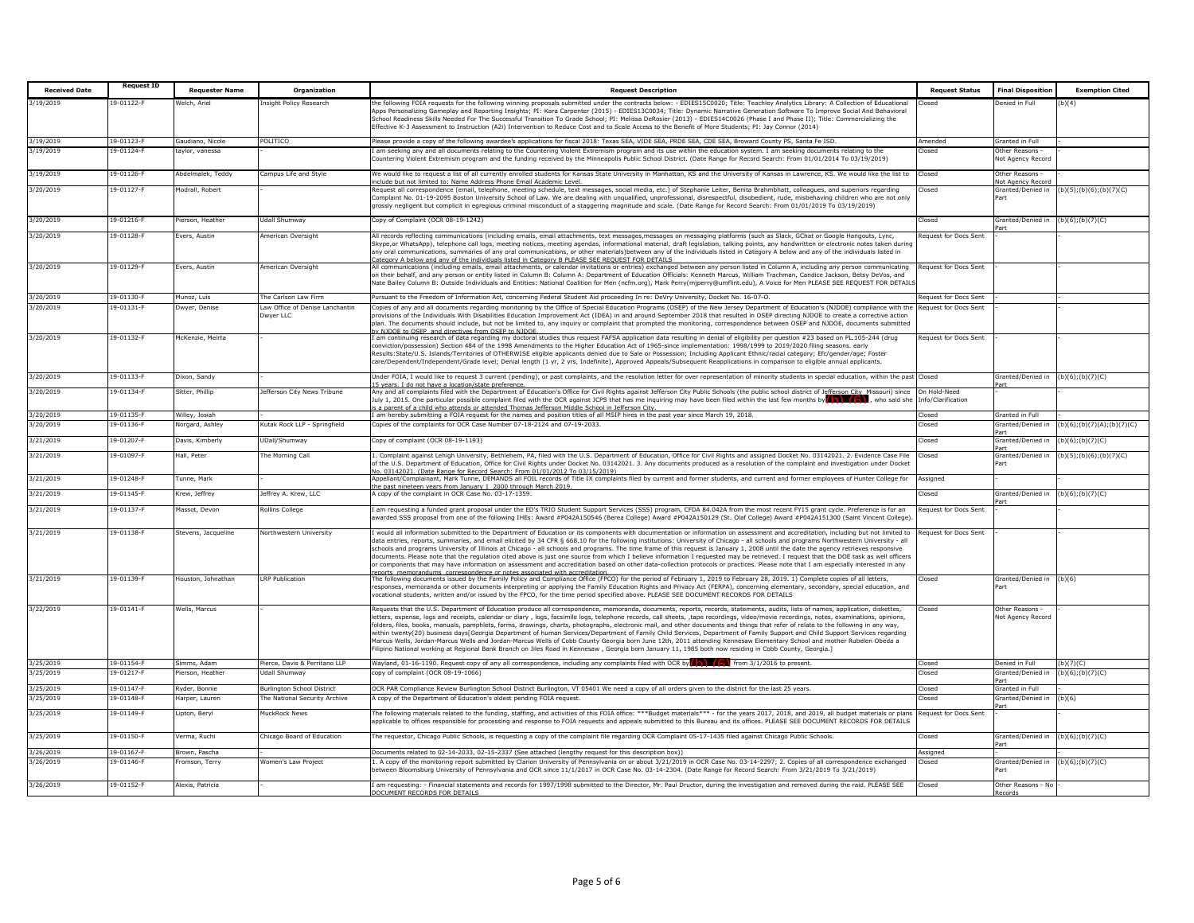| Received Date | Request ID | Requester Name | Organization | Request Description | Request Status | Final Disposition | Exemption Cited |
|---|---|---|---|---|---|---|---|
| 3/19/2019 | 19-01122-F | Welch, Ariel | Insight Policy Research | the following FOIA requests for the following winning proposals submitted under the contracts below: - EDIES15C0020; Title: Teachley Analytics Library: A Collection of Educational Apps Personalizing Gameplay and Reporting Insights; PI: Kara Carpenter (2015) - EDIES13C0034; Title: Dynamic Narrative Generation Software To Improve Social And Behavioral School Readiness Skills Needed For The Successful Transition To Grade School; PI: Melissa DeRosier (2013) - EDIES14C0026 (Phase I and Phase II); Title: Commercializing the Effective K-3 Assessment to Instruction (A2i) Intervention to Reduce Cost and to Scale Access to the Benefit of More Students; PI: Jay Connor (2014) | Closed | Denied in Full | (b)(4) |
| 3/19/2019 | 19-01123-F | Gaudiano, Nicole | POLITICO | Please provide a copy of the following awardee's applications for fiscal 2018: Texas SEA, VIDE SEA, PRDE SEA, CDE SEA, Broward County PS, Santa Fe ISD. | Amended | Granted in Full | - |
| 3/19/2019 | 19-01124-F | taylor, vanessa | - | I am seeking any and all documents relating to the Countering Violent Extremism program and its use within the education system. I am seeking documents relating to the Countering Violent Extremism program and the funding received by the Minneapolis Public School District. (Date Range for Record Search: From 01/01/2014 To 03/19/2019) | Closed | Other Reasons - Not Agency Record | - |
| 3/19/2019 | 19-01126-F | Abdelmalek, Teddy | Campus Life and Style | We would like to request a list of all currently enrolled students for Kansas State University in Manhattan, KS and the University of Kansas in Lawrence, KS. We would like the list to include but not limited to: Name Address Phone Email Academic Level. | Closed | Other Reasons - Not Agency Record | - |
| 3/20/2019 | 19-01127-F | Modrall, Robert | - | Request all correspondence (email, telephone, meeting schedule, text messages, social media, etc.) of Stephanie Leiter, Benita Brahmbhatt, colleagues, and superiors regarding Complaint No. 01-19-2095 Boston University School of Law. We are dealing with unqualified, unprofessional, disrespectful, disobedient, rude, misbehaving children who are not only grossly negligent but complicit in egregious criminal misconduct of a staggering magnitude and scale. (Date Range for Record Search: From 01/01/2019 To 03/19/2019) | Closed | Granted/Denied in Part | (b)(5);(b)(6);(b)(7)(C) |
| 3/20/2019 | 19-01216-F | Pierson, Heather | Udall Shumway | Copy of Complaint (OCR 08-19-1242) | Closed | Granted/Denied in Part | (b)(6);(b)(7)(C) |
| 3/20/2019 | 19-01128-F | Evers, Austin | American Oversight | All records reflecting communications (including emails, email attachments, text messages,messages on messaging platforms (such as Slack, GChat or Google Hangouts, Lync, Skype,or WhatsApp), telephone call logs, meeting notices, meeting agendas, informational material, draft legislation, talking points, any handwritten or electronic notes taken during any oral communications, summaries of any oral communications, or other materials)between any of the individuals listed in Category A below and any of the individuals listed in Category A below and any of the individuals listed in Category B PLEASE SEE REQUEST FOR DETAILS | Request for Docs Sent | - | - |
| 3/20/2019 | 19-01129-F | Evers, Austin | American Oversight | All communications (including emails, email attachments, or calendar invitations or entries) exchanged between any person listed in Column A, including any person communicating on their behalf, and any person or entity listed in Column B: Column A: Department of Education Officials: Kenneth Marcus, William Trachman, Candice Jackson, Betsy DeVos, and Nate Bailey Column B: Outside Individuals and Entities: National Coalition for Men (ncfm.org), Mark Perry(mjperry@umflint.edu), A Voice for Men PLEASE SEE REQUEST FOR DETAILS | Request for Docs Sent | - | - |
| 3/20/2019 | 19-01130-F | Munoz, Luis | The Carlson Law Firm | Pursuant to the Freedom of Information Act, concerning Federal Student Aid proceeding In re: DeVry University, Docket No. 16-07-O. | Request for Docs Sent | - | - |
| 3/20/2019 | 19-01131-F | Dwyer, Denise | Law Office of Denise Lanchantin Dwyer LLC | Copies of any and all documents regarding monitoring by the Office of Special Education Programs (OSEP) of the New Jersey Department of Education's (NJDOE) compliance with the provisions of the Individuals With Disabilities Education Improvement Act (IDEA) in and around September 2018 that resulted in OSEP directing NJDOE to create a corrective action plan. The documents should include, but not be limited to, any inquiry or complaint that prompted the monitoring, correspondence between OSEP and NJDOE, documents submitted by NJDOE to OSEP, and directives from OSEP to NJDOE. | Request for Docs Sent | - | - |
| 3/20/2019 | 19-01132-F | McKenzie, Meirta | - | I am continuing research of data regarding my doctoral studies thus request FAFSA application data resulting in denial of eligibility per question #23 based on PL.105-244 (drug conviction/possession) Section 484 of the 1998 Amendments to the Higher Education Act of 1965-since implementation: 1998/1999 to 2019/2020 filing seasons. early Results:State/U.S. Islands/Territories of OTHERWISE eligible applicants denied due to Sale or Possession; Including Applicant Ethnic/racial category; Efc/gender/age; Foster care/Dependent/Independent/Grade level; Denial length (1 yr, 2 yrs, Indefinite), Approved Appeals/Subsequent Reapplications in comparison to eligible annual applicants. | Request for Docs Sent | - | - |
| 3/20/2019 | 19-01133-F | Dixon, Sandy | - | Under FOIA, I would like to request 3 current (pending), or past complaints, and the resolution letter for over representation of minority students in special education, within the past 15 years. I do not have a location/state preference. | Closed | Granted/Denied in Part | (b)(6);(b)(7)(C) |
| 3/20/2019 | 19-01134-F | Sitter, Phillip | Jefferson City News Tribune | Any and all complaints filed with the Department of Education's Office for Civil Rights against Jefferson City Public Schools (the public school district of Jefferson City, Missouri) since July 1, 2015. One particular possible complaint filed with the OCR against JCPS that has me inquiring may have been filed within the last few months by (b) (6), who said she is a parent of a child who attends or attended Thomas Jefferson Middle School in Jefferson City. | On Hold-Need Info/Clarification | - | - |
| 3/20/2019 | 19-01135-F | Willey, Josiah | - | I am hereby submitting a FOIA request for the names and position titles of all MSIP hires in the past year since March 19, 2018. | Closed | Granted in Full | - |
| 3/20/2019 | 19-01136-F | Norgard, Ashley | Kutak Rock LLP - Springfield | Copies of the complaints for OCR Case Number 07-18-2124 and 07-19-2033. | Closed | Granted/Denied in Part | (b)(6);(b)(7)(A);(b)(7)(C) |
| 3/21/2019 | 19-01207-F | Davis, Kimberly | UDall/Shumway | Copy of complaint (OCR 08-19-1193) | Closed | Granted/Denied in Part | (b)(6);(b)(7)(C) |
| 3/21/2019 | 19-01097-F | Hall, Peter | The Morning Call | 1. Complaint against Lehigh University, Bethlehem, PA, filed with the U.S. Department of Education, Office for Civil Rights and assigned Docket No. 03142021. 2. Evidence Case File of the U.S. Department of Education, Office for Civil Rights under Docket No. 03142021. 3. Any documents produced as a resolution of the complaint and investigation under Docket No. 03142021. (Date Range for Record Search: From 01/01/2012 To 03/15/2019) | Closed | Granted/Denied in Part | (b)(5);(b)(6);(b)(7)(C) |
| 3/21/2019 | 19-01248-F | Tunne, Mark | - | Appellant/Complainant, Mark Tunne, DEMANDS all FOIL records of Title IX complaints filed by current and former students, and current and former employees of Hunter College for the past nineteen years from January 1 2000 through March 2019. | Assigned | - | - |
| 3/21/2019 | 19-01145-F | Krew, Jeffrey | Jeffrey A. Krew, LLC | A copy of the complaint in OCR Case No. 03-17-1359. | Closed | Granted/Denied in Part | (b)(6);(b)(7)(C) |
| 3/21/2019 | 19-01137-F | Massot, Devon | Rollins College | I am requesting a funded grant proposal under the ED's TRIO Student Support Services (SSS) program, CFDA 84.042A from the most recent FY15 grant cycle. Preference is for an awarded SSS proposal from one of the following IHEs: Award #P042A150546 (Berea College) Award #P042A150129 (St. Olaf College) Award #P042A151300 (Saint Vincent College). | Request for Docs Sent | - | - |
| 3/21/2019 | 19-01138-F | Stevens, Jacqueline | Northwestern University | I would all information submitted to the Department of Education or its components with documentation or information on assessment and accreditation, including but not limited to data entries, reports, summaries, and email elicited by 34 CFR § 668.10 for the following institutions: University of Chicago - all schools and programs Northwestern University - all schools and programs University of Illinois at Chicago - all schools and programs. The time frame of this request is January 1, 2008 until the date the agency retrieves responsive documents. Please note that the regulation cited above is just one source from which I believe information I requested may be retrieved. I request that the DOE task as well officers or components that may have information on assessment and accreditation based on other data-collection protocols or practices. Please note that I am especially interested in any reports, memorandums, correspondence or notes associated with accreditation. | Request for Docs Sent | - | - |
| 3/21/2019 | 19-01139-F | Houston, Johnathan | LRP Publication | The following documents issued by the Family Policy and Compliance Office (FPCO) for the period of February 1, 2019 to February 28, 2019. 1) Complete copies of all letters, responses, memoranda or other documents interpreting or applying the Family Education Rights and Privacy Act (FERPA), concerning elementary, secondary, special education, and vocational students, written and/or issued by the FPCO, for the time period specified above. PLEASE SEE DOCUMENT RECORDS FOR DETAILS | Closed | Granted/Denied in Part | (b)(6) |
| 3/22/2019 | 19-01141-F | Wells, Marcus | - | Requests that the U.S. Department of Education produce all correspondence, memoranda, documents, reports, records, statements, audits, lists of names, application, diskettes, letters, expense, logs and receipts, calendar or diary , logs, facsimile logs, telephone records, call sheets, ,tape recordings, video/movie recordings, notes, examinations, opinions, folders, files, books, manuals, pamphlets, forms, drawings, charts, photographs, electronic mail, and other documents and things that refer of relate to the following in any way, within twenty(20) business days[Georgia Department of human Services/Department of Family Child Services, Department of Family Support and Child Support Services regarding Marcus Wells, Jordan-Marcus Wells and Jordan-Marcus Wells of Cobb County Georgia born June 12th, 2011 attending Kennesaw Elementary School and mother Rubelen Obeda a Filipino National working at Regional Bank Branch on Jiles Road in Kennesaw , Georgia born January 11, 1985 both now residing in Cobb County, Georgia.] | Closed | Other Reasons - Not Agency Record | - |
| 3/25/2019 | 19-01154-F | Simms, Adam | Pierce, Davis & Perritano LLP | Wayland, 01-16-1190. Request copy of any all correspondence, including any complaints filed with OCR by (b) (6) from 3/1/2016 to present. | Closed | Denied in Full | (b)(7)(C) |
| 3/25/2019 | 19-01217-F | Pierson, Heather | Udall Shumway | copy of complaint (OCR 08-19-1066) | Closed | Granted/Denied in Part | (b)(6);(b)(7)(C) |
| 3/25/2019 | 19-01147-F | Ryder, Bonnie | Burlington School District | OCR PAR Compliance Review Burlington School District Burlington, VT 05401 We need a copy of all orders given to the district for the last 25 years. | Closed | Granted in Full | - |
| 3/25/2019 | 19-01148-F | Harper, Lauren | The National Security Archive | A copy of the Department of Education's oldest pending FOIA request. | Closed | Granted/Denied in Part | (b)(6) |
| 3/25/2019 | 19-01149-F | Lipton, Beryl | MuckRock News | The following materials related to the funding, staffing, and activities of this FOIA office: ***Budget materials*** - for the years 2017, 2018, and 2019, all budget materials or plans applicable to offices responsible for processing and response to FOIA requests and appeals submitted to this Bureau and its offices. PLEASE SEE DOCUMENT RECORDS FOR DETAILS | Request for Docs Sent | - | - |
| 3/25/2019 | 19-01150-F | Verma, Ruchi | Chicago Board of Education | The requestor, Chicago Public Schools, is requesting a copy of the complaint file regarding OCR Complaint 05-17-1435 filed against Chicago Public Schools. | Closed | Granted/Denied in Part | (b)(6);(b)(7)(C) |
| 3/26/2019 | 19-01167-F | Brown, Pascha | - | Documents related to 02-14-2033, 02-15-2337 (See attached (lengthy request for this description box)) | Assigned | - | - |
| 3/26/2019 | 19-01146-F | Fromson, Terry | Women's Law Project | 1. A copy of the monitoring report submitted by Clarion University of Pennsylvania on or about 3/21/2019 in OCR Case No. 03-14-2297; 2. Copies of all correspondence exchanged between Bloomsburg University of Pennsylvania and OCR since 11/1/2017 in OCR Case No. 03-14-2304. (Date Range for Record Search: From 3/21/2019 To 3/21/2019) | Closed | Granted/Denied in Part | (b)(6);(b)(7)(C) |
| 3/26/2019 | 19-01152-F | Alexis, Patricia | - | I am requesting: - Financial statements and records for 1997/1998 submitted to the Director, Mr. Paul Dructor, during the investigation and removed during the raid. PLEASE SEE DOCUMENT RECORDS FOR DETAILS | Closed | Other Reasons - No Records | - |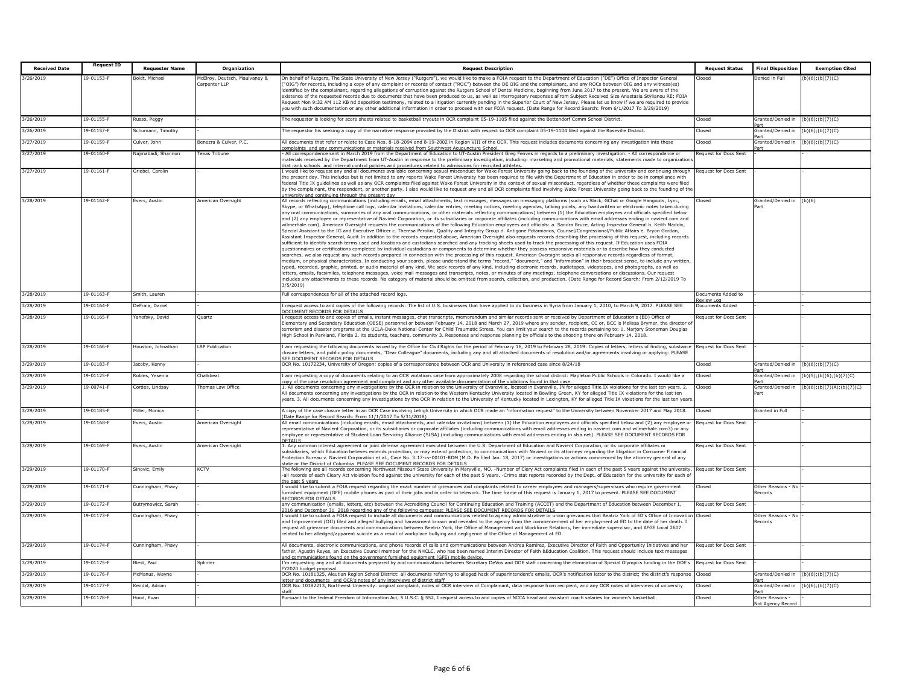| Received Date | Request ID | Requester Name | Organization | Request Description | Request Status | Final Disposition | Exemption Cited |
|---|---|---|---|---|---|---|---|
| 3/26/2019 | 19-01153-F | Boldt, Michael | McElroy, Deutsch, Maulvaney & Carpenter LLP | On behalf of Rutgers, The State University of New Jersey ("Rutgers"), we would like to make a FOIA request to the Department of Education ("DE") Office of Inspector General ("OIG") for records, including a copy of any complaint or records of contact ("ROC") between the DE OIG and the complainant, and any ROCs between OIG and any witness(es) identified by the complainant, regarding allegations of corruption against the Rutgers School of Dental Medicine, beginning from June 2017 to the present. We are aware of the existence of the requested records due to documents that have been produced to us, as well as interrogatory responses aFrom Subject Received Size Anastasia Stylianou RE: FOIA Request Mon 9:32 AM 112 KB nd deposition testimony, related to a litigation currently pending in the Superior Court of New Jersey. Please let us know if we are required to provide you with such documentation or any other additional information in order to proceed with our FOIA request. (Date Range for Record Search: From 6/1/2017 To 3/29/2019) | Closed | Denied in Full | (b)(6);(b)(7)(C) |
| 3/26/2019 | 19-01155-F | Russo, Peggy | - | The requestor is looking for score sheets related to basketball tryouts in OCR complaint 05-19-1105 filed against the Bettendorf Comm School District. | Closed | Granted/Denied in Part | (b)(6);(b)(7)(C) |
| 3/26/2019 | 19-01157-F | Schumann, Timothy | - | The requestor his seeking a copy of the narrative response provided by the District with respect to OCR complaint 05-19-1104 filed against the Roseville District. | Closed | Granted/Denied in Part | (b)(6);(b)(7)(C) |
| 3/27/2019 | 19-01159-F | Culver, John | Benezra & Culver, P.C. | All documents that refer or relate to Case Nos. 8-18-2094 and 8-19-2002 in Region VIII of the OCR. This request includes documents concerning any investigation into these complaints and any communications or materials received from Southwest Acupuncture School. | Closed | Granted/Denied in Part | (b)(6);(b)(7)(C) |
| 3/27/2019 | 19-01160-F | Najmabadi, Shannon | Texas Tribune | - All correspondence sent in March 2019 from the Department of Education to UT-Austin President Greg Fenves in regards to a preliminary investigation. - All correspondence or materials received by the Department from UT-Austin in response to the preliminary investigation, including: marketing and promotional materials, statements made to organizations that rank schools and internal control policies and procedures related to admissions for recruited athletes. | Request for Docs Sent | - | - |
| 3/27/2019 | 19-01161-F | Griebel, Carolin | - | I would like to request any and all documents available concerning sexual misconduct for Wake Forest University going back to the founding of the university and continuing through the present day. This includes but is not limited to any reports Wake Forest University has been required to file with the Department of Education in order to be in compliance with federal Title IX guidelines as well as any OCR complaints filed against Wake Forest University in the context of sexual misconduct, regardless of whether these complaints were filed by the complainant, the respondent, or another party. I also would like to request any and all OCR complaints filed involving Wake Forest University going back to the founding of the university and continuing through the present day | Request for Docs Sent | - | - |
| 3/28/2019 | 19-01162-F | Evers, Austin | American Oversight | All records reflecting communications (including emails, email attachments, text messages, messages on messaging platforms (such as Slack, GChat or Google Hangouts, Lync, Skype, or WhatsApp), telephone call logs, calendar invitations, calendar entries, meeting notices, meeting agendas, talking points, any handwritten or electronic notes taken during any oral communications, summaries of any oral communications, or other materials reflecting communications) between (1) the Education employees and officials specified below and (2) any employee or representative of Navient Corporation, or its subsidiaries or corporate affiliates (including communications with email addresses ending in navient.com and wilmerhale.com). American Oversight requests the communications of the following Education employees and officials: a. Sandra Bruce, Acting Inspector General b. Keith Maddix, Special Assistant to the IG and Executive Officer c. Theresa Perolini, Quality and Integrity Group d. Antigone Potamianos, Counsel/Congressional/Public Affairs e. Bryon Gordan, Assistant Inspector General, Audit In addition to the records requested above, American Oversight also requests records describing the processing of this request, including records sufficient to identify search terms used and locations and custodians searched and any tracking sheets used to track the processing of this request. If Education uses FOIA questionnaires or certifications completed by individual custodians or components to determine whether they possess responsive materials or to describe how they conducted searches, we also request any such records prepared in connection with the processing of this request. American Oversight seeks all responsive records regardless of format, medium, or physical characteristics. In conducting your search, please understand the terms "record," "document," and "information" in their broadest sense, to include any written, typed, recorded, graphic, printed, or audio material of any kind. We seek records of any kind, including electronic records, audiotapes, videotapes, and photographs, as well as letters, emails, facsimiles, telephone messages, voice mail messages and transcripts, notes, or minutes of any meetings, telephone conversations or discussions. Our request includes any attachments to these records. No category of material should be omitted from search, collection, and production. (Date Range for Record Search: From 2/12/2019 To 3/5/2019) | Closed | Granted/Denied in Part | (b)(6) |
| 3/28/2019 | 19-01163-F | Smith, Lauren | - | Full correspondences for all of the attached record logs. | Documents Added to Review Log | - | - |
| 3/28/2019 | 19-01164-F | DeFraia, Daniel | - | I request access to and copies of the following records: The list of U.S. businesses that have applied to do business in Syria from January 1, 2010, to March 9, 2017. PLEASE SEE DOCUMENT RECORDS FOR DETAILS | Documents Added | - | - |
| 3/28/2019 | 19-01165-F | Yanofsky, David | Quartz | I request access to and copies of emails, instant messages, chat transcripts, memorandum and similar records sent or received by Department of Education's (ED) Office of Elementary and Secondary Education (OESE) personnel or between February 14, 2018 and March 27, 2019 where any sender, recipient, CC or, BCC is Melissa Brymer, the director of terrorism and disaster programs at the UCLA-Duke National Center for Child Traumatic Stress. You can limit your search to the records pertaining to: 1. Marjory Stoneman Douglas High School in Parkland, Florida 2. its students, teachers, community 3. Responses and response planning by officials to the shooting there on February 14, 2018. | Request for Docs Sent | - | - |
| 3/28/2019 | 19-01166-F | Houston, Johnathan | LRP Publication | I am requesting the following documents issued by the Office for Civil Rights for the period of February 16, 2019 to February 28, 2019: Copies of letters, letters of finding, substance closure letters, and public policy documents, "Dear Colleague" documents, including any and all attached documents of resolution and/or agreements involving or applying: PLEASE SEE DOCUMENT RECORDS FOR DETAILS | Request for Docs Sent | - | - |
| 3/29/2019 | 19-01183-F | Jacoby, Kenny | - | OCR No. 10172234, University of Oregon: copies of a correspondence between OCR and University in referenced case since 8/24/18 | Closed | Granted/Denied in Part | (b)(6);(b)(7)(C) |
| 3/29/2019 | 19-01125-F | Robles, Yesenia | Chalkbeat | I am requesting a copy of documents relating to an OCR violations case from approximately 2008 regarding the school district: Mapleton Public Schools in Colorado. I would like a copy of the case resolution agreement and complaint and any other available documentation of the violations found in that case. | Closed | Granted/Denied in Part | (b)(5);(b)(6);(b)(7)(C) |
| 3/29/2019 | 19-00741-F | Cordes, Lindsay | Thomas Law Office | 1. All documents concerning any investigations by the OCR in relation to the University of Evansville, located in Evansville, IN for alleged Title IX violations for the last ten years. 2. All documents concerning any investigations by the OCR in relation to the Western Kentucky University located in Bowling Green, KY for alleged Title IX violations for the last ten years. 3. All documents concerning any investigations by the OCR in relation to the University of Kentucky located in Lexington, KY for alleged Title IX violations for the last ten years. | Closed | Granted/Denied in Part | (b)(6);(b)(7)(A);(b)(7)(C) |
| 3/29/2019 | 19-01185-F | Miller, Monica | - | A copy of the case closure letter in an OCR Case involving Lehigh University in which OCR made an "information request" to the University between November 2017 and May 2018. (Date Range for Record Search: From 11/1/2017 To 5/31/2018) | Closed | Granted in Full | - |
| 3/29/2019 | 19-01168-F | Evers, Austin | American Oversight | All email communications (including emails, email attachments, and calendar invitations) between (1) the Education employees and officials specified below and (2) any employee or representative of Navient Corporation, or its subsidiaries or corporate affiliates (including communications with email addresses ending in navient.com and wilmerhale.com3) or any employee or representative of Student Loan Servicing Alliance (SLSA) (including communications with email addresses ending in slsa.net). PLEASE SEE DOCUMENT RECORDS FOR DETAILS | Request for Docs Sent | - | - |
| 3/29/2019 | 19-01169-F | Evers, Austin | American Oversight | 1. Any common interest agreement or joint defense agreement executed between the U.S. Department of Education and Navient Corporation, or its corporate affiliates or subsidiaries, which Education believes extends protection, or may extend protection, to communications with Navient or its attorneys regarding the litigation in Consumer Financial Protection Bureau v. Navient Corporation et al., Case No. 3:17-cv-00101-RDM (M.D. Pa filed Jan. 18, 2017) or investigations or actions commenced by the attorney general of any state or the District of Columbia PLEASE SEE DOCUMENT RECORDS FOR DETAILS | Request for Docs Sent | - | - |
| 3/29/2019 | 19-01170-F | Sinovic, Emily | KCTV | The following are all records concerning Northwest Missouri State University in Maryville, MO. -Number of Clery Act complaints filed in each of the past 5 years against the university. -all records of each Cleary Act violation found against the university for each of the past 5 years. -Crime stat reports recorded by the Dept. of Education for the university for each of the past 5 years | Request for Docs Sent | - | - |
| 3/29/2019 | 19-01171-F | Cunningham, Phavy | - | I would like to submit a FOIA request regarding the exact number of grievances and complaints related to career employees and managers/supervisors who require government furnished equipment (GFE) mobile phones as part of their jobs and in order to telework. The time frame of this request is January 1, 2017 to present. PLEASE SEE DOCUMENT RECORDS FOR DETAILS | Closed | Other Reasons - No Records | - |
| 3/29/2019 | 19-01172-F | Butrymowicz, Sarah | - | any communication (emails, letters, etc) between the Accrediting Council for Continuing Education and Training (ACCET) and the Department of Education between December 1, 2016 and December 31 2018 regarding any of the following campuses: PLEASE SEE DOCUMENT RECORDS FOR DETAILS | Request for Docs Sent | - | - |
| 3/29/2019 | 19-01173-F | Cunningham, Phavy | - | I would like to submit a FOIA request to include all documents and communications related to agency administrative or union grievances that Beatriz York of ED's Office of Innovation and Improvement (OII) filed and alleged bullying and harassment known and revealed to the agency from the commencement of her employment at ED to the date of her death. I request all grievance documents and communications between Beatriz York, the Office of Management and Workforce Relations, her immediate supervisor, and AFGE Local 2607 related to her alledged/apparent suicide as a result of workplace bullying and negligence of the Office of Management at ED. | Closed | Other Reasons - No Records | - |
| 3/29/2019 | 19-01174-F | Cunningham, Phavy | - | All documents, electronic communications, and phone records of calls and communications between Andrea Ramirez, Executive Director of Faith and Opportunity Initiatives and her father, Agustin Reyes, an Executive Council member for the NHCLC, who has been named Interim Director of Faith &Education Coalition. This request should include text messages and communications found on the government furnished equipment (GFE) mobile device. | Request for Docs Sent | - | - |
| 3/29/2019 | 19-01175-F | Blest, Paul | Splinter | I'm requesting any and all documents prepared by and communications between Secretary DeVos and DOE staff concerning the elimination of Special Olympics funding in the DOE's FY2020 budget proposal. | Request for Docs Sent | - | - |
| 3/29/2019 | 19-01176-F | McManus, Wayne | - | OCR No. 10181325, Aleutian Region School District: all documents referring to alleged hack of superintendent's emails, OCR's notification letter to the district; the district's response letter and documents and OCR's notes of any interviews of district staff | Closed | Granted/Denied in Part | (b)(6);(b)(7)(C) |
| 3/29/2019 | 19-01177-F | Kendal, Adrian | - | OCR No. 10182213, Northwest University: original complaint, notes of OCR interview of Complainant, data response from recipient, and any OCR notes of interviews of university staff | Closed | Granted/Denied in Part | (b)(6);(b)(7)(C) |
| 3/29/2019 | 19-01178-F | Hood, Evan | - | Pursuant to the federal Freedom of Information Act, 5 U.S.C. § 552, I request access to and copies of NCCA head and assistant coach salaries for women's basketball. | Closed | Other Reasons - Not Agency Record | - |